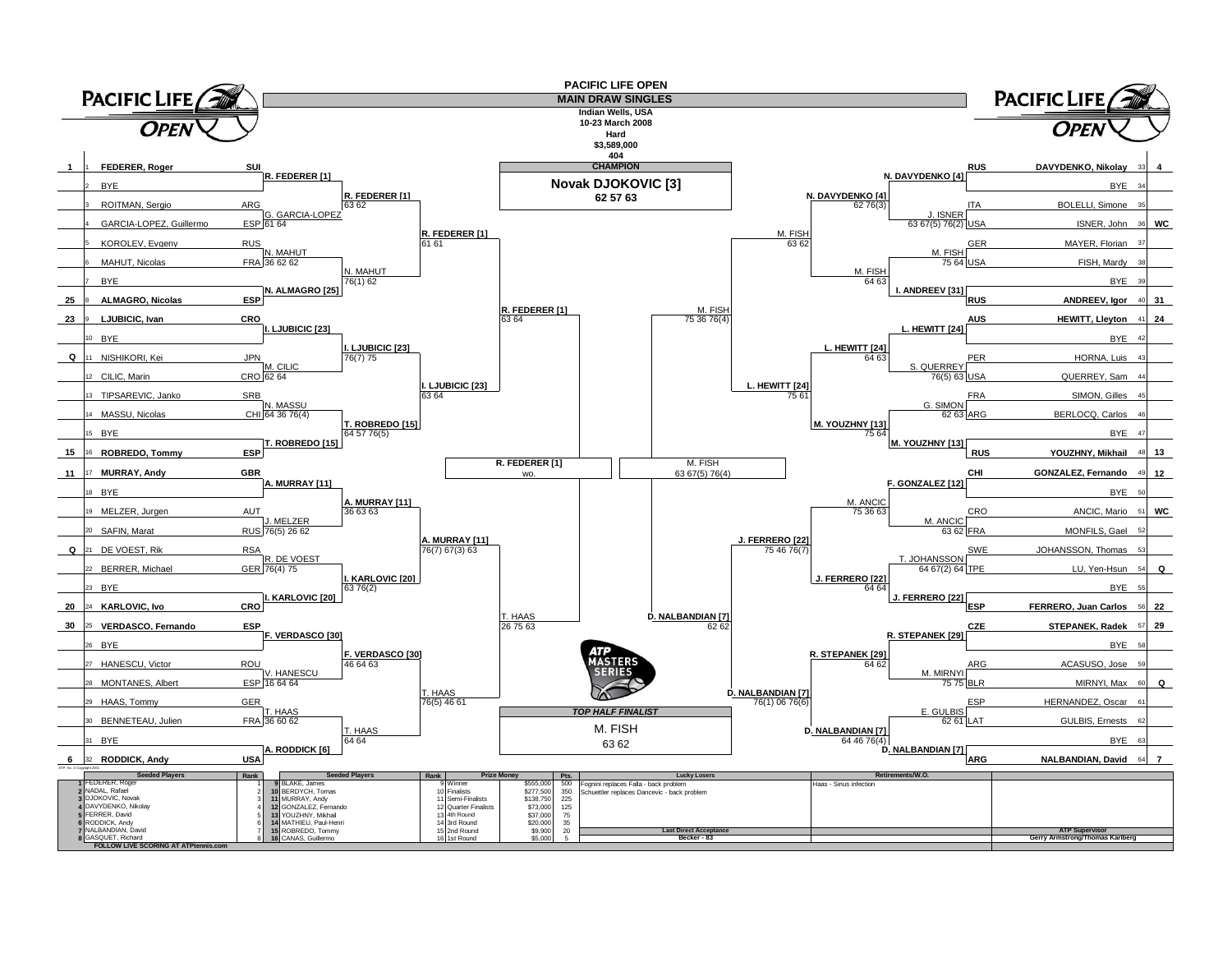# PACIFIC LIFE OPEN

## MAIN DRAW SINGLES

**Indian Wells, USA**
**10-23 March 2008**
**Hard**
**$3,589,000**
**404**

**CHAMPION**

**Novak DJOKOVIC [3]**
**62 57 63**

### Top Half

| Seed | # | Player | Nat | 1st Round | 2nd Round | 3rd Round | 4th Round | Quarter-Finals |
|---|---|---|---|---|---|---|---|---|
| 1 | 1 | FEDERER, Roger | SUI | R. FEDERER [1] | R. FEDERER [1] 63 62 | R. FEDERER [1] 61 61 | R. FEDERER [1] 63 64 | R. FEDERER [1] wo. |
| | 2 | BYE | | | | | | |
| | 3 | ROITMAN, Sergio | ARG | G. GARCIA-LOPEZ 61 64 | | | | |
| | 4 | GARCIA-LOPEZ, Guillermo | ESP | | | | | |
| | 5 | KOROLEV, Evgeny | RUS | N. MAHUT 36 62 62 | N. MAHUT 76(1) 62 | | | |
| | 6 | MAHUT, Nicolas | FRA | | | | | |
| | 7 | BYE | | N. ALMAGRO [25] | | | | |
| 25 | 8 | ALMAGRO, Nicolas | ESP | | | | | |
| 23 | 9 | LJUBICIC, Ivan | CRO | I. LJUBICIC [23] | I. LJUBICIC [23] 76(7) 75 | I. LJUBICIC [23] 63 64 | | |
| | 10 | BYE | | | | | | |
| Q | 11 | NISHIKORI, Kei | JPN | M. CILIC 62 64 | | | | |
| | 12 | CILIC, Marin | CRO | | | | | |
| | 13 | TIPSAREVIC, Janko | SRB | N. MASSU 64 36 76(4) | T. ROBREDO [15] 64 57 76(5) | | | |
| | 14 | MASSU, Nicolas | CHI | | | | | |
| | 15 | BYE | | T. ROBREDO [15] | | | | |
| 15 | 16 | ROBREDO, Tommy | ESP | | | | | |
| 11 | 17 | MURRAY, Andy | GBR | A. MURRAY [11] | A. MURRAY [11] 36 63 63 | A. MURRAY [11] 76(7) 67(3) 63 | T. HAAS 26 75 63 | |
| | 18 | BYE | | | | | | |
| | 19 | MELZER, Jurgen | AUT | J. MELZER 76(5) 26 62 | | | | |
| | 20 | SAFIN, Marat | RUS | | | | | |
| Q | 21 | DE VOEST, Rik | RSA | R. DE VOEST 76(4) 75 | I. KARLOVIC [20] 63 76(2) | | | |
| | 22 | BERRER, Michael | GER | | | | | |
| | 23 | BYE | | I. KARLOVIC [20] | | | | |
| 20 | 24 | KARLOVIC, Ivo | CRO | | | | | |
| 30 | 25 | VERDASCO, Fernando | ESP | F. VERDASCO [30] | F. VERDASCO [30] 46 64 63 | T. HAAS 76(5) 46 61 | | |
| | 26 | BYE | | | | | | |
| | 27 | HANESCU, Victor | ROU | V. HANESCU 16 64 64 | | | | |
| | 28 | MONTANES, Albert | ESP | | | | | |
| | 29 | HAAS, Tommy | GER | T. HAAS 36 60 62 | T. HAAS 64 64 | | | |
| | 30 | BENNETEAU, Julien | FRA | | | | | |
| | 31 | BYE | | A. RODDICK [6] | | | | |
| 6 | 32 | RODDICK, Andy | USA | | | | | |

### Bottom Half

| Seed | # | Player | Nat | 1st Round | 2nd Round | 3rd Round | 4th Round | Quarter-Finals |
|---|---|---|---|---|---|---|---|---|
| 4 | 33 | DAVYDENKO, Nikolay | RUS | N. DAVYDENKO [4] | N. DAVYDENKO [4] 62 76(3) | M. FISH 63 62 | M. FISH 75 36 76(4) | M. FISH 63 67(5) 76(4) |
| | 34 | BYE | | | | | | |
| | 35 | BOLELLI, Simone | ITA | J. ISNER 63 67(5) 76(2) | | | | |
| WC | 36 | ISNER, John | USA | | | | | |
| | 37 | MAYER, Florian | GER | M. FISH 75 64 | M. FISH 64 63 | | | |
| | 38 | FISH, Mardy | USA | | | | | |
| | 39 | BYE | | I. ANDREEV [31] | | | | |
| 31 | 40 | ANDREEV, Igor | RUS | | | | | |
| 24 | 41 | HEWITT, Lleyton | AUS | L. HEWITT [24] | L. HEWITT [24] 64 63 | L. HEWITT [24] 75 61 | | |
| | 42 | BYE | | | | | | |
| | 43 | HORNA, Luis | PER | S. QUERREY 76(5) 63 | | | | |
| | 44 | QUERREY, Sam | USA | | | | | |
| | 45 | SIMON, Gilles | FRA | G. SIMON 62 63 | M. YOUZHNY [13] 75 64 | | | |
| | 46 | BERLOCQ, Carlos | ARG | | | | | |
| | 47 | BYE | | M. YOUZHNY [13] | | | | |
| 13 | 48 | YOUZHNY, Mikhail | RUS | | | | | |
| 12 | 49 | GONZALEZ, Fernando | CHI | F. GONZALEZ [12] | M. ANCIC 75 36 63 | J. FERRERO [22] 75 46 76(7) | D. NALBANDIAN [7] 62 62 | |
| | 50 | BYE | | | | | | |
| WC | 51 | ANCIC, Mario | CRO | M. ANCIC 63 62 | | | | |
| | 52 | MONFILS, Gael | FRA | | | | | |
| | 53 | JOHANSSON, Thomas | SWE | T. JOHANSSON 64 67(2) 64 | J. FERRERO [22] 64 64 | | | |
| Q | 54 | LU, Yen-Hsun | TPE | | | | | |
| | 55 | BYE | | J. FERRERO [22] | | | | |
| 22 | 56 | FERRERO, Juan Carlos | ESP | | | | | |
| 29 | 57 | STEPANEK, Radek | CZE | R. STEPANEK [29] | R. STEPANEK [29] 64 62 | D. NALBANDIAN [7] 76(1) 06 76(6) | | |
| | 58 | BYE | | | | | | |
| | 59 | ACASUSO, Jose | ARG | M. MIRNYI 75 75 | | | | |
| Q | 60 | MIRNYI, Max | BLR | | | | | |
| | 61 | HERNANDEZ, Oscar | ESP | E. GULBIS 62 61 | D. NALBANDIAN [7] 64 46 76(4) | | | |
| | 62 | GULBIS, Ernests | LAT | | | | | |
| | 63 | BYE | | D. NALBANDIAN [7] | | | | |
| 7 | 64 | NALBANDIAN, David | ARG | | | | | |

**TOP HALF FINALIST**

M. FISH
63 62

| Seeded Players | Rank | Seeded Players | Rank | Prize Money | | Pts. |
|---|---|---|---|---|---|---|
| 1 FEDERER, Roger | 1 | 9 BLAKE, James | 9 | Winner | $555,000 | 500 |
| 2 NADAL, Rafael | 2 | 10 BERDYCH, Tomas | 10 | Finalists | $277,500 | 350 |
| 3 DJOKOVIC, Novak | 3 | 11 MURRAY, Andy | 11 | Semi-Finalists | $138,750 | 225 |
| 4 DAVYDENKO, Nikolay | 4 | 12 GONZALEZ, Fernando | 12 | Quarter Finalists | $73,000 | 125 |
| 5 FERRER, David | 5 | 13 YOUZHNY, Mikhail | 13 | 4th Round | $37,000 | 75 |
| 6 RODDICK, Andy | 6 | 14 MATHIEU, Paul-Henri | 14 | 3rd Round | $20,000 | 35 |
| 7 NALBANDIAN, David | 7 | 15 ROBREDO, Tommy | 15 | 2nd Round | $9,900 | 20 |
| 8 GASQUET, Richard | 8 | 16 CANAS, Guillermo | 16 | 1st Round | $5,000 | 5 |

**Lucky Losers**
Fognini replaces Falla - back problem
Schuettler replaces Dancevic - back problem

**Retirements/W.O.**
Haas - Sinus infection

**Last Direct Acceptance**
Becker - 83

**ATP Supervisor**
Gerry Armstrong/Thomas Karlberg

FOLLOW LIVE SCORING AT ATPtennis.com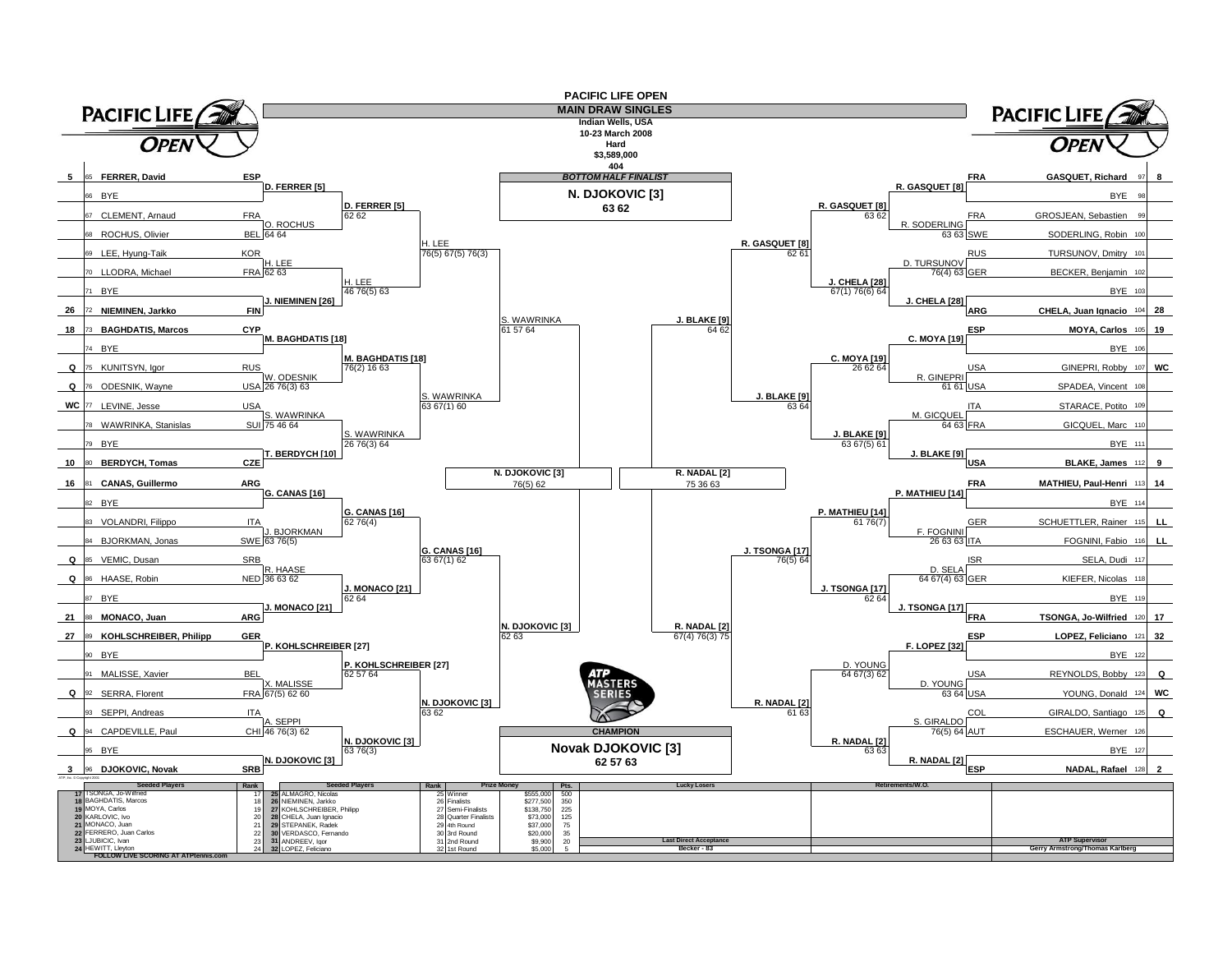# PACIFIC LIFE OPEN

## MAIN DRAW SINGLES

**Indian Wells, USA**
**10-23 March 2008**
**Hard**
**$3,589,000**
**404**

**BOTTOM HALF FINALIST**
**N. DJOKOVIC [3]**
**63 62**

### Left side (first round entries)

| Seed | No. | Player | Nat |
|---|---|---|---|
| 5 | 65 | FERRER, David | ESP |
| | 66 | BYE | |
| | 67 | CLEMENT, Arnaud | FRA |
| | 68 | ROCHUS, Olivier | BEL |
| | 69 | LEE, Hyung-Taik | KOR |
| | 70 | LLODRA, Michael | FRA |
| | 71 | BYE | |
| 26 | 72 | NIEMINEN, Jarkko | FIN |
| 18 | 73 | BAGHDATIS, Marcos | CYP |
| | 74 | BYE | |
| Q | 75 | KUNITSYN, Igor | RUS |
| Q | 76 | ODESNIK, Wayne | USA |
| WC | 77 | LEVINE, Jesse | USA |
| | 78 | WAWRINKA, Stanislas | SUI |
| | 79 | BYE | |
| 10 | 80 | BERDYCH, Tomas | CZE |
| 16 | 81 | CANAS, Guillermo | ARG |
| | 82 | BYE | |
| | 83 | VOLANDRI, Filippo | ITA |
| | 84 | BJORKMAN, Jonas | SWE |
| Q | 85 | VEMIC, Dusan | SRB |
| Q | 86 | HAASE, Robin | NED |
| | 87 | BYE | |
| 21 | 88 | MONACO, Juan | ARG |
| 27 | 89 | KOHLSCHREIBER, Philipp | GER |
| | 90 | BYE | |
| | 91 | MALISSE, Xavier | BEL |
| Q | 92 | SERRA, Florent | FRA |
| | 93 | SEPPI, Andreas | ITA |
| Q | 94 | CAPDEVILLE, Paul | CHI |
| | 95 | BYE | |
| 3 | 96 | DJOKOVIC, Novak | SRB |

**Second round:** D. FERRER [5]; O. ROCHUS 64 64; H. LEE 62 63; J. NIEMINEN [26]; M. BAGHDATIS [18]; W. ODESNIK 26 76(3) 63; S. WAWRINKA 75 46 64; T. BERDYCH [10]; G. CANAS [16]; J. BJORKMAN 63 76(5); R. HAASE 36 63 62; J. MONACO [21]; P. KOHLSCHREIBER [27]; X. MALISSE 67(5) 62 60; A. SEPPI 46 76(3) 62; N. DJOKOVIC [3]

**Third round:** D. FERRER [5] 62 62; H. LEE 46 76(5) 63; M. BAGHDATIS [18] 76(2) 16 63; S. WAWRINKA 26 76(3) 64; G. CANAS [16] 62 76(4); J. MONACO [21] 62 64; P. KOHLSCHREIBER [27] 62 57 64; N. DJOKOVIC [3] 63 76(3)

**Fourth round:** H. LEE 76(5) 67(5) 76(3); S. WAWRINKA 63 67(1) 60; G. CANAS [16] 63 67(1) 62; N. DJOKOVIC [3] 63 62

**Quarterfinals:** S. WAWRINKA 61 57 64; N. DJOKOVIC [3] 62 63

**Semifinal:** N. DJOKOVIC [3] 76(5) 62

### Right side (first round entries)

| No. | Player | Nat | Seed |
|---|---|---|---|
| 97 | GASQUET, Richard | FRA | 8 |
| 98 | BYE | | |
| 99 | GROSJEAN, Sebastien | FRA | |
| 100 | SODERLING, Robin | SWE | |
| 101 | TURSUNOV, Dmitry | RUS | |
| 102 | BECKER, Benjamin | GER | |
| 103 | BYE | | |
| 104 | CHELA, Juan Ignacio | ARG | 28 |
| 105 | MOYA, Carlos | ESP | 19 |
| 106 | BYE | | |
| 107 | GINEPRI, Robby | USA | WC |
| 108 | SPADEA, Vincent | USA | |
| 109 | STARACE, Potito | ITA | |
| 110 | GICQUEL, Marc | FRA | |
| 111 | BYE | | |
| 112 | BLAKE, James | USA | 9 |
| 113 | MATHIEU, Paul-Henri | FRA | 14 |
| 114 | BYE | | |
| 115 | SCHUETTLER, Rainer | GER | LL |
| 116 | FOGNINI, Fabio | ITA | LL |
| 117 | SELA, Dudi | ISR | |
| 118 | KIEFER, Nicolas | GER | |
| 119 | BYE | | |
| 120 | TSONGA, Jo-Wilfried | FRA | 17 |
| 121 | LOPEZ, Feliciano | ESP | 32 |
| 122 | BYE | | |
| 123 | REYNOLDS, Bobby | USA | Q |
| 124 | YOUNG, Donald | USA | WC |
| 125 | GIRALDO, Santiago | COL | Q |
| 126 | ESCHAUER, Werner | AUT | |
| 127 | BYE | | |
| 128 | NADAL, Rafael | ESP | 2 |

**Second round:** R. GASQUET [8]; R. SODERLING 63 63; D. TURSUNOV 76(4) 63; J. CHELA [28]; C. MOYA [19]; R. GINEPRI 61 61; M. GICQUEL 64 63; J. BLAKE [9]; P. MATHIEU [14]; F. FOGNINI 26 63 63; D. SELA 64 67(4) 63; J. TSONGA [17]; F. LOPEZ [32]; D. YOUNG 63 64; S. GIRALDO 76(5) 64; R. NADAL [2]

**Third round:** R. GASQUET [8] 63 62; J. CHELA [28] 67(1) 76(6) 64; C. MOYA [19] 26 62 64; J. BLAKE [9] 63 67(5) 61; P. MATHIEU [14] 61 76(7); J. TSONGA [17] 62 64; D. YOUNG 64 67(3) 62; R. NADAL [2] 63 63

**Fourth round:** R. GASQUET [8] 62 61; J. BLAKE [9] 63 64; J. TSONGA [17] 76(5) 64; R. NADAL [2] 61 63

**Quarterfinals:** J. BLAKE [9] 64 62; R. NADAL [2] 67(4) 76(3) 75

**Semifinal:** R. NADAL [2] 75 36 63

**CHAMPION**
**Novak DJOKOVIC [3]**
**62 57 63**

| Seeded Players | Rank | Seeded Players | Rank | Prize Money | | Pts. | Lucky Losers | Retirements/W.O. |
|---|---|---|---|---|---|---|---|---|
| 17 TSONGA, Jo-Wilfried | 17 | 25 ALMAGRO, Nicolas | 25 | Winner | $555,000 | 500 | | |
| 18 BAGHDATIS, Marcos | 18 | 26 NIEMINEN, Jarkko | 26 | Finalists | $277,500 | 350 | | |
| 19 MOYA, Carlos | 19 | 27 KOHLSCHREIBER, Philipp | 27 | Semi-Finalists | $138,750 | 225 | | |
| 20 KARLOVIC, Ivo | 20 | 28 CHELA, Juan Ignacio | 28 | Quarter Finalists | $73,000 | 125 | | |
| 21 MONACO, Juan | 21 | 29 STEPANEK, Radek | 29 | 4th Round | $37,000 | 75 | | |
| 22 FERRERO, Juan Carlos | 22 | 30 VERDASCO, Fernando | 30 | 3rd Round | $20,000 | 35 | | |
| 23 LJUBICIC, Ivan | 23 | 31 ANDREEV, Igor | 31 | 2nd Round | $9,900 | 20 | Last Direct Acceptance | ATP Supervisor |
| 24 HEWITT, Lleyton | 24 | 32 LOPEZ, Feliciano | 32 | 1st Round | $5,000 | 5 | Becker - 83 | Gerry Armstrong/Thomas Karlberg |

FOLLOW LIVE SCORING AT ATPtennis.com